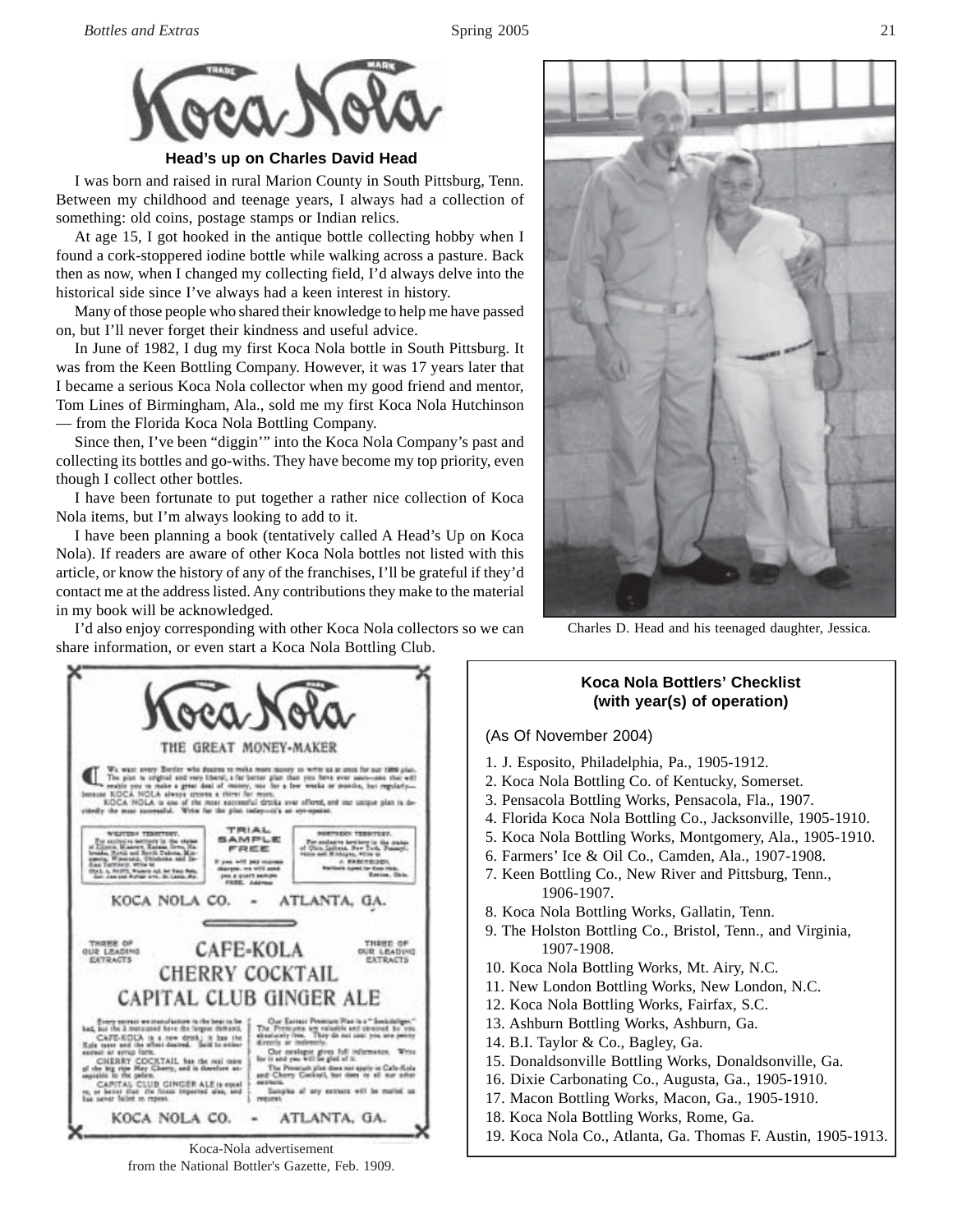Koca Nola

### Head's up on Charles David Head

I was born and raised in rural Marion County in South Pittsburg, Tenn. Between my childhood and teenage years, I always had a collection of something: old coins, postage stamps or Indian relics.

At age 15, I got hooked in the antique bottle collecting hobby when I found a cork-stoppered iodine bottle while walking across a pasture. Back then as now, when I changed my collecting field, I'd always delve into the historical side since I've always had a keen interest in history.

Many of those people who shared their knowledge to help me have passed on, but I'll never forget their kindness and useful advice.

In June of 1982, I dug my first Koca Nola bottle in South Pittsburg. It was from the Keen Bottling Company. However, it was 17 years later that I became a serious Koca Nola collector when my good friend and mentor, Tom Lines of Birmingham, Ala., sold me my first Koca Nola Hutchinson — from the Florida Koca Nola Bottling Company.

Since then, I've been "diggin'" into the Koca Nola Company's past and collecting its bottles and go-withs. They have become my top priority, even though I collect other bottles.

I have been fortunate to put together a rather nice collection of Koca Nola items, but I'm always looking to add to it.

I have been planning a book (tentatively called A Head's Up on Koca Nola). If readers are aware of other Koca Nola bottles not listed with this article, or know the history of any of the franchises, I'll be grateful if they'd contact me at the address listed. Any contributions they make to the material in my book will be acknowledged.

I'd also enjoy corresponding with other Koca Nola collectors so we can share information, or even start a Koca Nola Bottling Club.

Charles D. Head and his teenaged daughter, Jessica.

Koca-Nola advertisement from the National Bottler's Gazette, Feb. 1909.

**Koca Nola Bottlers' Checklist (with year(s) of operation)**

(As Of November 2004)

1. J. Esposito, Philadelphia, Pa., 1905-1912.
2. Koca Nola Bottling Co. of Kentucky, Somerset.
3. Pensacola Bottling Works, Pensacola, Fla., 1907.
4. Florida Koca Nola Bottling Co., Jacksonville, 1905-1910.
5. Koca Nola Bottling Works, Montgomery, Ala., 1905-1910.
6. Farmers' Ice & Oil Co., Camden, Ala., 1907-1908.
7. Keen Bottling Co., New River and Pittsburg, Tenn., 1906-1907.
8. Koca Nola Bottling Works, Gallatin, Tenn.
9. The Holston Bottling Co., Bristol, Tenn., and Virginia, 1907-1908.
10. Koca Nola Bottling Works, Mt. Airy, N.C.
11. New London Bottling Works, New London, N.C.
12. Koca Nola Bottling Works, Fairfax, S.C.
13. Ashburn Bottling Works, Ashburn, Ga.
14. B.I. Taylor & Co., Bagley, Ga.
15. Donaldsonville Bottling Works, Donaldsonville, Ga.
16. Dixie Carbonating Co., Augusta, Ga., 1905-1910.
17. Macon Bottling Works, Macon, Ga., 1905-1910.
18. Koca Nola Bottling Works, Rome, Ga.
19. Koca Nola Co., Atlanta, Ga. Thomas F. Austin, 1905-1913.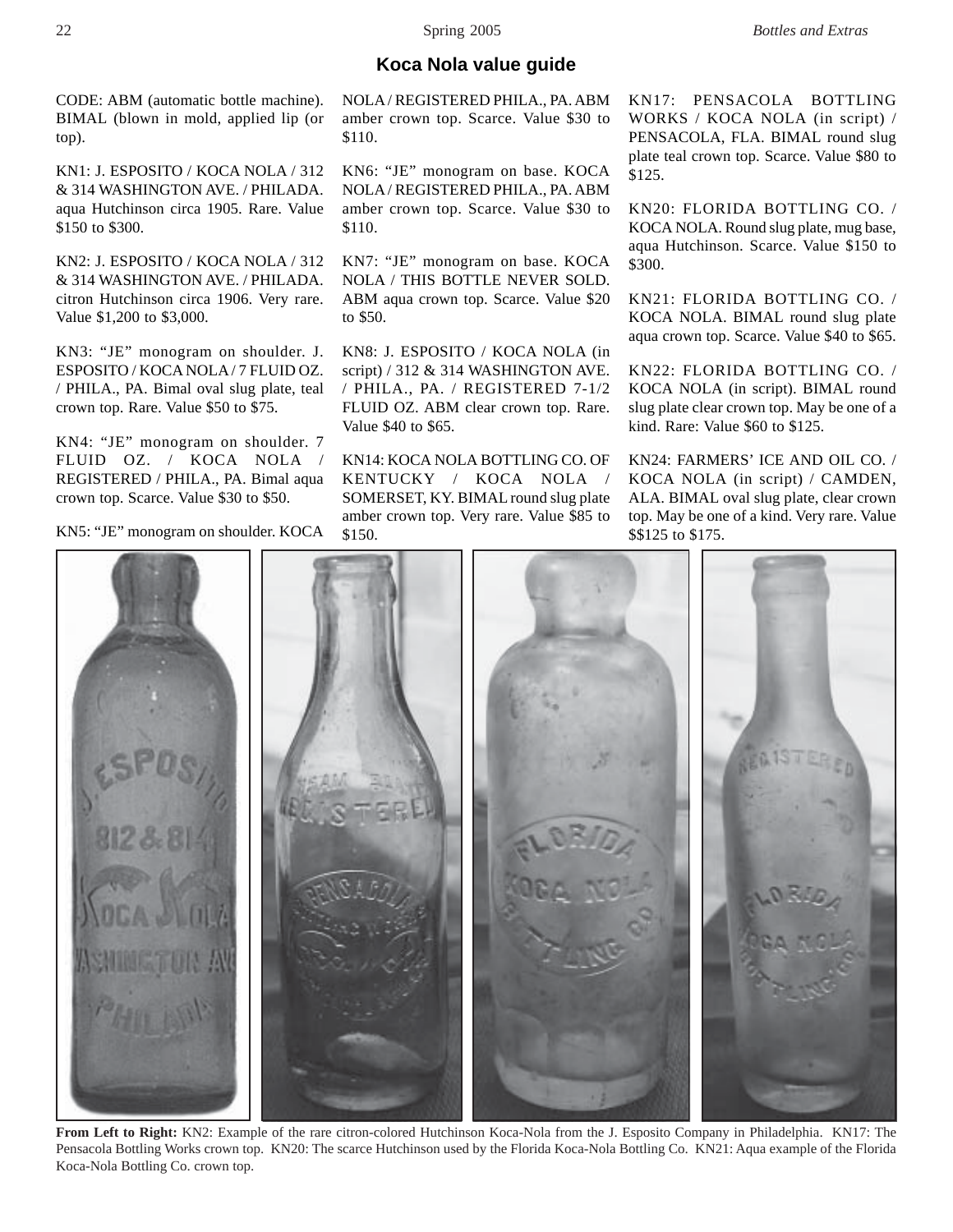## Koca Nola value guide

CODE: ABM (automatic bottle machine). BIMAL (blown in mold, applied lip (or top).

KN1: J. ESPOSITO / KOCA NOLA / 312 & 314 WASHINGTON AVE. / PHILADA. aqua Hutchinson circa 1905. Rare. Value $150 to $300.

KN2: J. ESPOSITO / KOCA NOLA / 312 & 314 WASHINGTON AVE. / PHILADA. citron Hutchinson circa 1906. Very rare. Value $1,200 to $3,000.

KN3: "JE" monogram on shoulder. J. ESPOSITO / KOCA NOLA / 7 FLUID OZ. / PHILA., PA. Bimal oval slug plate, teal crown top. Rare. Value $50 to $75.

KN4: "JE" monogram on shoulder. 7 FLUID OZ. / KOCA NOLA / REGISTERED / PHILA., PA. Bimal aqua crown top. Scarce. Value $30 to $50.

KN5: "JE" monogram on shoulder. KOCA NOLA / REGISTERED PHILA., PA. ABM amber crown top. Scarce. Value $30 to $110.

KN6: "JE" monogram on base. KOCA NOLA / REGISTERED PHILA., PA. ABM amber crown top. Scarce. Value $30 to $110.

KN7: "JE" monogram on base. KOCA NOLA / THIS BOTTLE NEVER SOLD. ABM aqua crown top. Scarce. Value $20 to $50.

KN8: J. ESPOSITO / KOCA NOLA (in script) / 312 & 314 WASHINGTON AVE. / PHILA., PA. / REGISTERED 7-1/2 FLUID OZ. ABM clear crown top. Rare. Value $40 to $65.

KN14: KOCA NOLA BOTTLING CO. OF KENTUCKY / KOCA NOLA / SOMERSET, KY. BIMAL round slug plate amber crown top. Very rare. Value $85 to $150.

KN17: PENSACOLA BOTTLING WORKS / KOCA NOLA (in script) / PENSACOLA, FLA. BIMAL round slug plate teal crown top. Scarce. Value $80 to $125.

KN20: FLORIDA BOTTLING CO. / KOCA NOLA. Round slug plate, mug base, aqua Hutchinson. Scarce. Value $150 to $300.

KN21: FLORIDA BOTTLING CO. / KOCA NOLA. BIMAL round slug plate aqua crown top. Scarce. Value $40 to $65.

KN22: FLORIDA BOTTLING CO. / KOCA NOLA (in script). BIMAL round slug plate clear crown top. May be one of a kind. Rare: Value $60 to $125.

KN24: FARMERS' ICE AND OIL CO. / KOCA NOLA (in script) / CAMDEN, ALA. BIMAL oval slug plate, clear crown top. May be one of a kind. Very rare. Value $$125 to $175.

**From Left to Right:** KN2: Example of the rare citron-colored Hutchinson Koca-Nola from the J. Esposito Company in Philadelphia. KN17: The Pensacola Bottling Works crown top. KN20: The scarce Hutchinson used by the Florida Koca-Nola Bottling Co. KN21: Aqua example of the Florida Koca-Nola Bottling Co. crown top.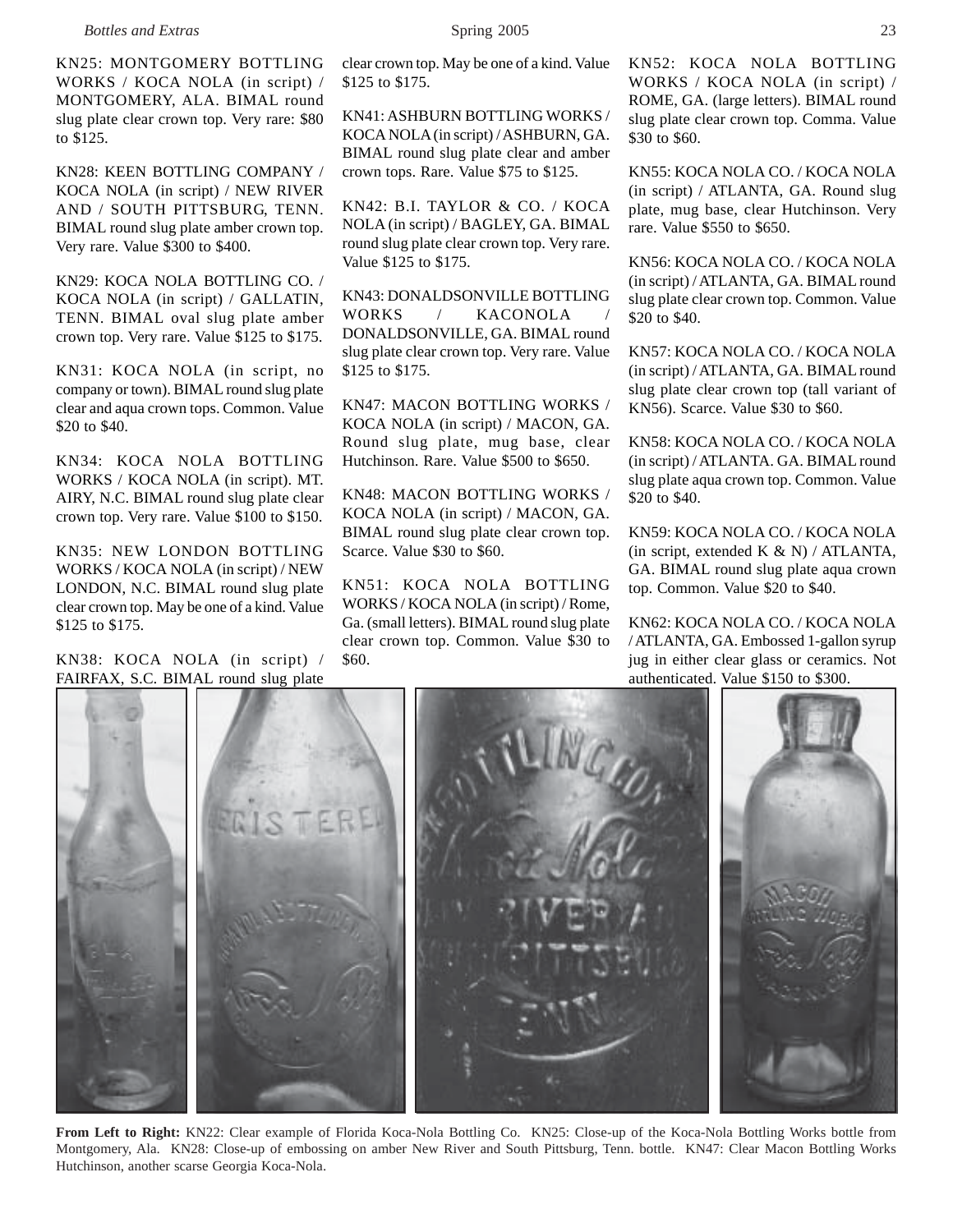KN25: MONTGOMERY BOTTLING WORKS / KOCA NOLA (in script) / MONTGOMERY, ALA. BIMAL round slug plate clear crown top. Very rare: $80 to $125.

KN28: KEEN BOTTLING COMPANY / KOCA NOLA (in script) / NEW RIVER AND / SOUTH PITTSBURG, TENN. BIMAL round slug plate amber crown top. Very rare. Value $300 to $400.

KN29: KOCA NOLA BOTTLING CO. / KOCA NOLA (in script) / GALLATIN, TENN. BIMAL oval slug plate amber crown top. Very rare. Value $125 to $175.

KN31: KOCA NOLA (in script, no company or town). BIMAL round slug plate clear and aqua crown tops. Common. Value $20 to $40.

KN34: KOCA NOLA BOTTLING WORKS / KOCA NOLA (in script). MT. AIRY, N.C. BIMAL round slug plate clear crown top. Very rare. Value $100 to $150.

KN35: NEW LONDON BOTTLING WORKS / KOCA NOLA (in script) / NEW LONDON, N.C. BIMAL round slug plate clear crown top. May be one of a kind. Value $125 to $175.

KN38: KOCA NOLA (in script) / FAIRFAX, S.C. BIMAL round slug plate clear crown top. May be one of a kind. Value $125 to $175.

KN41: ASHBURN BOTTLING WORKS / KOCA NOLA (in script) / ASHBURN, GA. BIMAL round slug plate clear and amber crown tops. Rare. Value $75 to $125.

KN42: B.I. TAYLOR & CO. / KOCA NOLA (in script) / BAGLEY, GA. BIMAL round slug plate clear crown top. Very rare. Value $125 to $175.

KN43: DONALDSONVILLE BOTTLING WORKS / KACONOLA / DONALDSONVILLE, GA. BIMAL round slug plate clear crown top. Very rare. Value $125 to $175.

KN47: MACON BOTTLING WORKS / KOCA NOLA (in script) / MACON, GA. Round slug plate, mug base, clear Hutchinson. Rare. Value $500 to $650.

KN48: MACON BOTTLING WORKS / KOCA NOLA (in script) / MACON, GA. BIMAL round slug plate clear crown top. Scarce. Value $30 to $60.

KN51: KOCA NOLA BOTTLING WORKS / KOCA NOLA (in script) / Rome, Ga. (small letters). BIMAL round slug plate clear crown top. Common. Value $30 to $60.

KN52: KOCA NOLA BOTTLING WORKS / KOCA NOLA (in script) / ROME, GA. (large letters). BIMAL round slug plate clear crown top. Comma. Value $30 to $60.

KN55: KOCA NOLA CO. / KOCA NOLA (in script) / ATLANTA, GA. Round slug plate, mug base, clear Hutchinson. Very rare. Value $550 to $650.

KN56: KOCA NOLA CO. / KOCA NOLA (in script) / ATLANTA, GA. BIMAL round slug plate clear crown top. Common. Value $20 to $40.

KN57: KOCA NOLA CO. / KOCA NOLA (in script) / ATLANTA, GA. BIMAL round slug plate clear crown top (tall variant of KN56). Scarce. Value $30 to $60.

KN58: KOCA NOLA CO. / KOCA NOLA (in script) / ATLANTA. GA. BIMAL round slug plate aqua crown top. Common. Value $20 to $40.

KN59: KOCA NOLA CO. / KOCA NOLA (in script, extended K & N) / ATLANTA, GA. BIMAL round slug plate aqua crown top. Common. Value $20 to $40.

KN62: KOCA NOLA CO. / KOCA NOLA / ATLANTA, GA. Embossed 1-gallon syrup jug in either clear glass or ceramics. Not authenticated. Value $150 to $300.

**From Left to Right:** KN22: Clear example of Florida Koca-Nola Bottling Co. KN25: Close-up of the Koca-Nola Bottling Works bottle from Montgomery, Ala. KN28: Close-up of embossing on amber New River and South Pittsburg, Tenn. bottle. KN47: Clear Macon Bottling Works Hutchinson, another scarse Georgia Koca-Nola.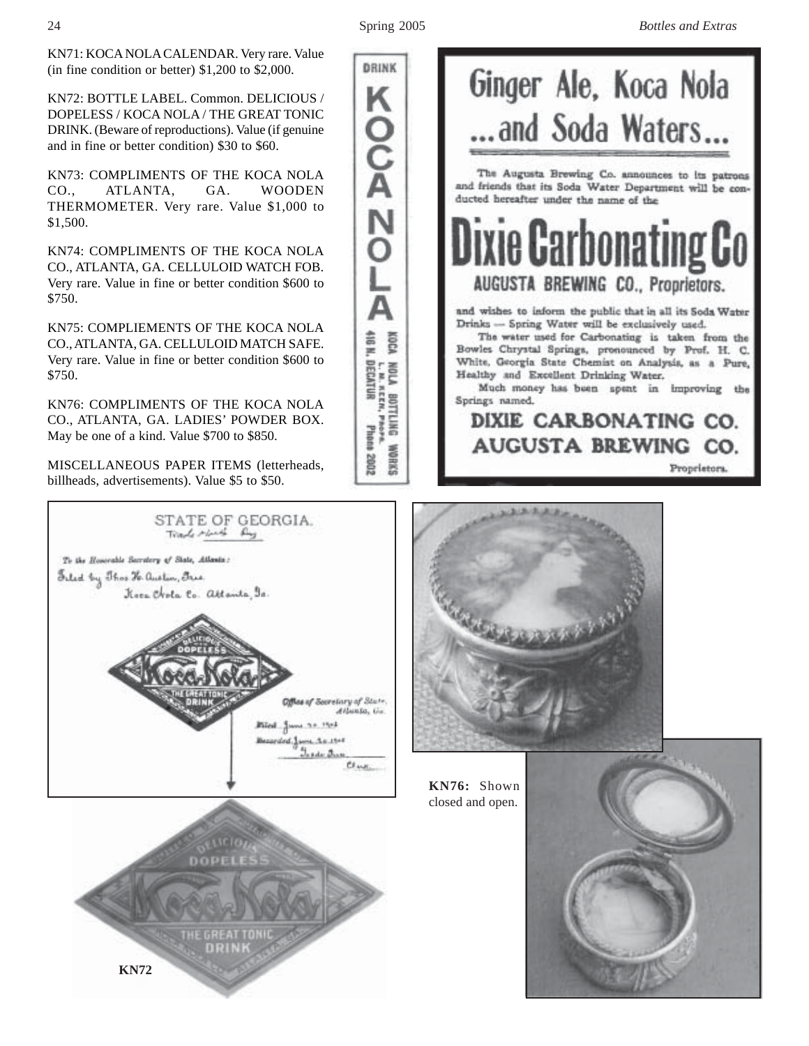KN71: KOCA NOLA CALENDAR. Very rare. Value (in fine condition or better) $1,200 to $2,000.

KN72: BOTTLE LABEL. Common. DELICIOUS / DOPELESS / KOCA NOLA / THE GREAT TONIC DRINK. (Beware of reproductions). Value (if genuine and in fine or better condition) $30 to $60.

KN73: COMPLIMENTS OF THE KOCA NOLA CO., ATLANTA, GA. WOODEN THERMOMETER. Very rare. Value $1,000 to $1,500.

KN74: COMPLIMENTS OF THE KOCA NOLA CO., ATLANTA, GA. CELLULOID WATCH FOB. Very rare. Value in fine or better condition $600 to $750.

KN75: COMPLIEMENTS OF THE KOCA NOLA CO., ATLANTA, GA. CELLULOID MATCH SAFE. Very rare. Value in fine or better condition $600 to $750.

KN76: COMPLIMENTS OF THE KOCA NOLA CO., ATLANTA, GA. LADIES' POWDER BOX. May be one of a kind. Value $700 to $850.

MISCELLANEOUS PAPER ITEMS (letterheads, billheads, advertisements). Value $5 to $50.

DRINK KOCA NOLA

KOCA NOLA BOTTLING WORKS
L. M. KEEN, PROPR.
416 N. DECATUR Phone 2002

Ginger Ale, Koca Nola ...and Soda Waters...

The Augusta Brewing Co. announces to its patrons and friends that its Soda Water Department will be conducted hereafter under the name of the

Dixie Carbonating Co

AUGUSTA BREWING CO., Proprietors.

and wishes to inform the public that in all its Soda Water Drinks — Spring Water will be exclusively used.

The water used for Carbonating is taken from the Bowles Chrystal Springs, pronounced by Prof. H. C. White, Georgia State Chemist on Analysis, as a Pure, Healthy and Excellent Drinking Water.

Much money has been spent in improving the Springs named.

DIXIE CARBONATING CO.
AUGUSTA BREWING CO.
Proprietors.

STATE OF GEORGIA.
Trade Mark Reg.

To the Honorable Secretary of State, Atlanta:
Filed by Thos. H. Austin, Trea.
Koca Nola Co. Atlanta, Ga.

Office of Secretary of State, Atlanta, Ga.
Filed June 30 1904
Recorded June 30 1904

KN72

KN76: Shown closed and open.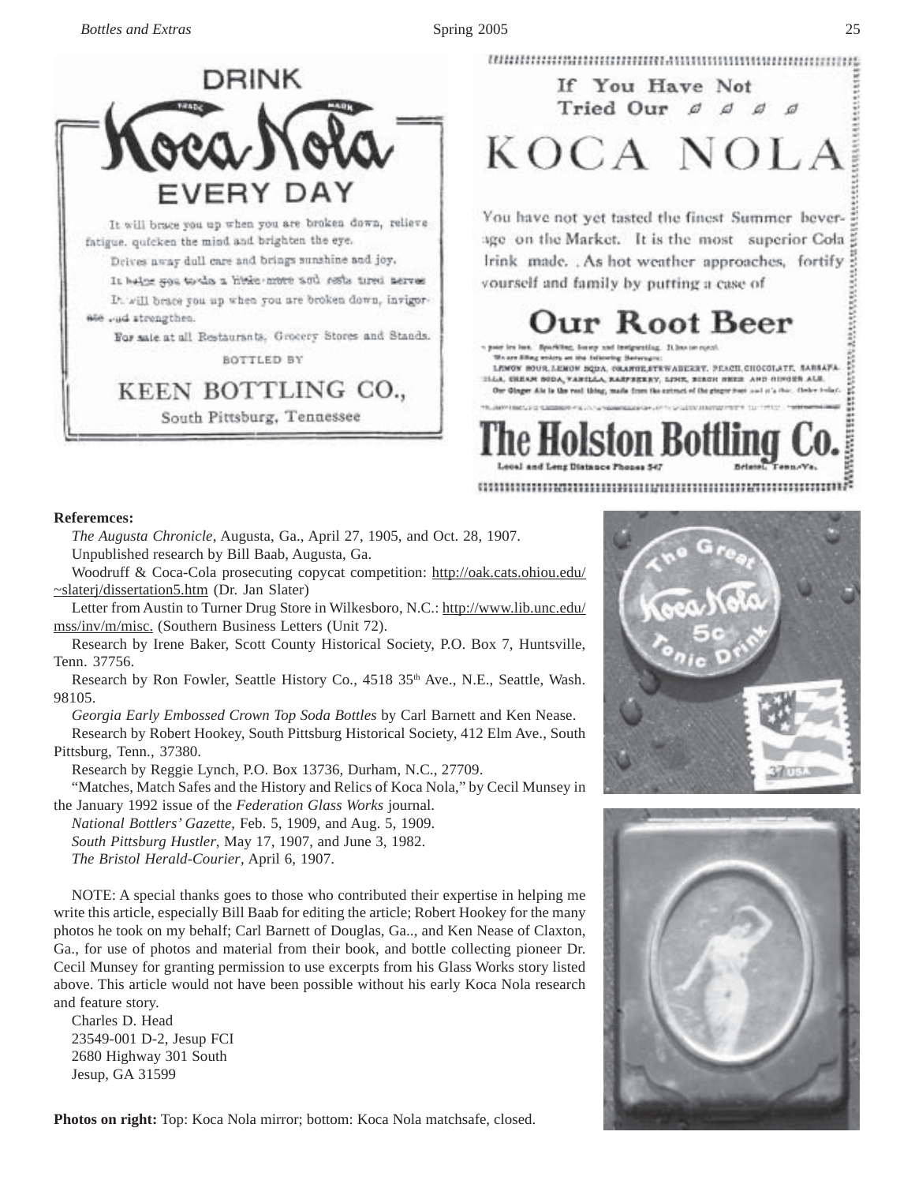DRINK

Koca Nola

EVERY DAY

It will brace you up when you are broken down, relieve fatigue, quicken the mind and brighten the eye.

Drives away dull care and brings sunshine and joy.

It helps you to do a little more and rests tired nerves

It will brace you up when you are broken down, invigorate and strengthen.

For sale at all Restaurants, Grocery Stores and Stands.

BOTTLED BY

KEEN BOTTLING CO.,

South Pittsburg, Tennessee

If You Have Not Tried Our

KOCA NOLA

You have not yet tasted the finest Summer beverage on the Market. It is the most superior Cola drink made. As hot weather approaches, fortify yourself and family by putting a case of

Our Root Beer

The Holston Bottling Co.

Local and Long Distance Phones 547 Bristol, Tenn./Va.

**Referemces:**

*The Augusta Chronicle*, Augusta, Ga., April 27, 1905, and Oct. 28, 1907.

Unpublished research by Bill Baab, Augusta, Ga.

Woodruff & Coca-Cola prosecuting copycat competition: http://oak.cats.ohiou.edu/~slaterj/dissertation5.htm (Dr. Jan Slater)

Letter from Austin to Turner Drug Store in Wilkesboro, N.C.: http://www.lib.unc.edu/mss/inv/m/misc. (Southern Business Letters (Unit 72).

Research by Irene Baker, Scott County Historical Society, P.O. Box 7, Huntsville, Tenn. 37756.

Research by Ron Fowler, Seattle History Co., 4518 35th Ave., N.E., Seattle, Wash. 98105.

*Georgia Early Embossed Crown Top Soda Bottles* by Carl Barnett and Ken Nease.

Research by Robert Hookey, South Pittsburg Historical Society, 412 Elm Ave., South Pittsburg, Tenn., 37380.

Research by Reggie Lynch, P.O. Box 13736, Durham, N.C., 27709.

"Matches, Match Safes and the History and Relics of Koca Nola," by Cecil Munsey in the January 1992 issue of the *Federation Glass Works* journal.

*National Bottlers' Gazette*, Feb. 5, 1909, and Aug. 5, 1909.

*South Pittsburg Hustler*, May 17, 1907, and June 3, 1982.

*The Bristol Herald-Courier*, April 6, 1907.

NOTE: A special thanks goes to those who contributed their expertise in helping me write this article, especially Bill Baab for editing the article; Robert Hookey for the many photos he took on my behalf; Carl Barnett of Douglas, Ga.., and Ken Nease of Claxton, Ga., for use of photos and material from their book, and bottle collecting pioneer Dr. Cecil Munsey for granting permission to use excerpts from his Glass Works story listed above. This article would not have been possible without his early Koca Nola research and feature story.

Charles D. Head
23549-001 D-2, Jesup FCI
2680 Highway 301 South
Jesup, GA 31599

**Photos on right:** Top: Koca Nola mirror; bottom: Koca Nola matchsafe, closed.